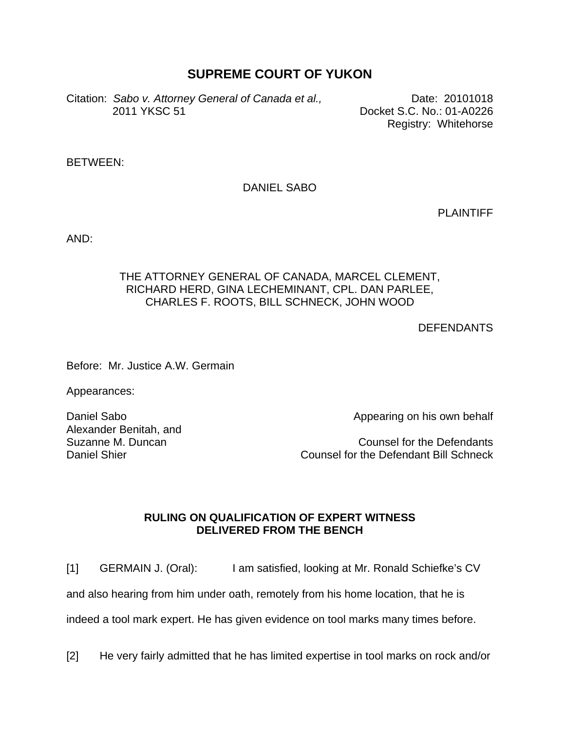# SUPREME COURT OF YUKON

Citation: *Sabo v. Attorney General of Canada et al.,* 2011 YKSC 51

Date: 20101018
Docket S.C. No.: 01-A0226
Registry: Whitehorse

BETWEEN:

DANIEL SABO

PLAINTIFF

AND:

THE ATTORNEY GENERAL OF CANADA, MARCEL CLEMENT, RICHARD HERD, GINA LECHEMINANT, CPL. DAN PARLEE, CHARLES F. ROOTS, BILL SCHNECK, JOHN WOOD

DEFENDANTS

Before: Mr. Justice A.W. Germain

Appearances:

Daniel Sabo — Appearing on his own behalf
Alexander Benitah, and Suzanne M. Duncan — Counsel for the Defendants
Daniel Shier — Counsel for the Defendant Bill Schneck

## RULING ON QUALIFICATION OF EXPERT WITNESS DELIVERED FROM THE BENCH

[1] GERMAIN J. (Oral): I am satisfied, looking at Mr. Ronald Schiefke's CV and also hearing from him under oath, remotely from his home location, that he is indeed a tool mark expert. He has given evidence on tool marks many times before.

[2] He very fairly admitted that he has limited expertise in tool marks on rock and/or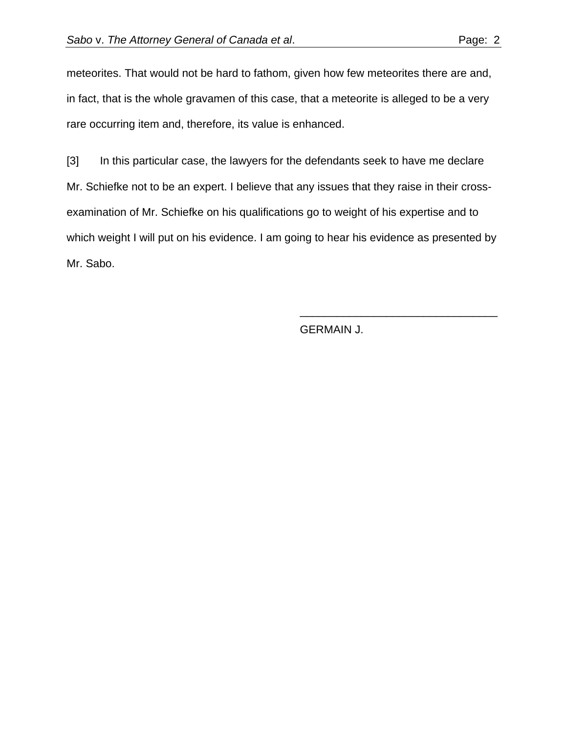meteorites. That would not be hard to fathom, given how few meteorites there are and, in fact, that is the whole gravamen of this case, that a meteorite is alleged to be a very rare occurring item and, therefore, its value is enhanced.

[3] In this particular case, the lawyers for the defendants seek to have me declare Mr. Schiefke not to be an expert. I believe that any issues that they raise in their cross-examination of Mr. Schiefke on his qualifications go to weight of his expertise and to which weight I will put on his evidence. I am going to hear his evidence as presented by Mr. Sabo.

_______________________________

GERMAIN J.